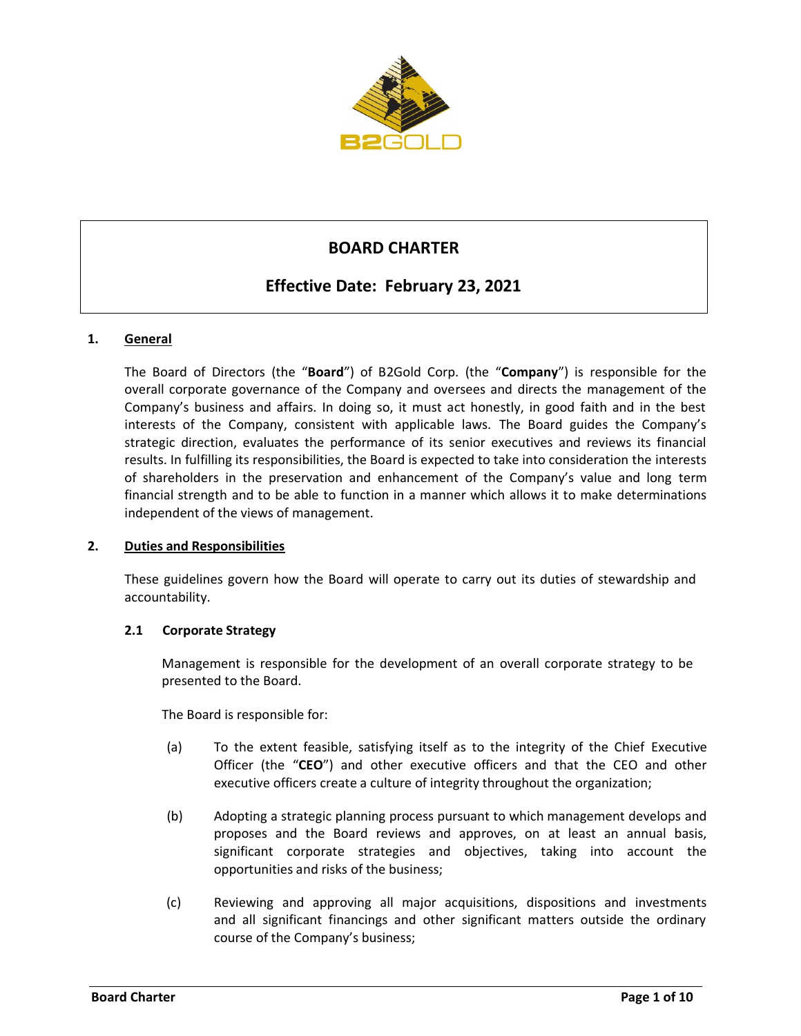# BOARD CHARTER

## Effective Date: February 23, 2021

### 1. General

The Board of Directors (the "**Board**") of B2Gold Corp. (the "**Company**") is responsible for the overall corporate governance of the Company and oversees and directs the management of the Company's business and affairs. In doing so, it must act honestly, in good faith and in the best interests of the Company, consistent with applicable laws. The Board guides the Company's strategic direction, evaluates the performance of its senior executives and reviews its financial results. In fulfilling its responsibilities, the Board is expected to take into consideration the interests of shareholders in the preservation and enhancement of the Company's value and long term financial strength and to be able to function in a manner which allows it to make determinations independent of the views of management.

### 2. Duties and Responsibilities

These guidelines govern how the Board will operate to carry out its duties of stewardship and accountability.

#### 2.1 Corporate Strategy

Management is responsible for the development of an overall corporate strategy to be presented to the Board.

The Board is responsible for:

(a) To the extent feasible, satisfying itself as to the integrity of the Chief Executive Officer (the "**CEO**") and other executive officers and that the CEO and other executive officers create a culture of integrity throughout the organization;

(b) Adopting a strategic planning process pursuant to which management develops and proposes and the Board reviews and approves, on at least an annual basis, significant corporate strategies and objectives, taking into account the opportunities and risks of the business;

(c) Reviewing and approving all major acquisitions, dispositions and investments and all significant financings and other significant matters outside the ordinary course of the Company's business;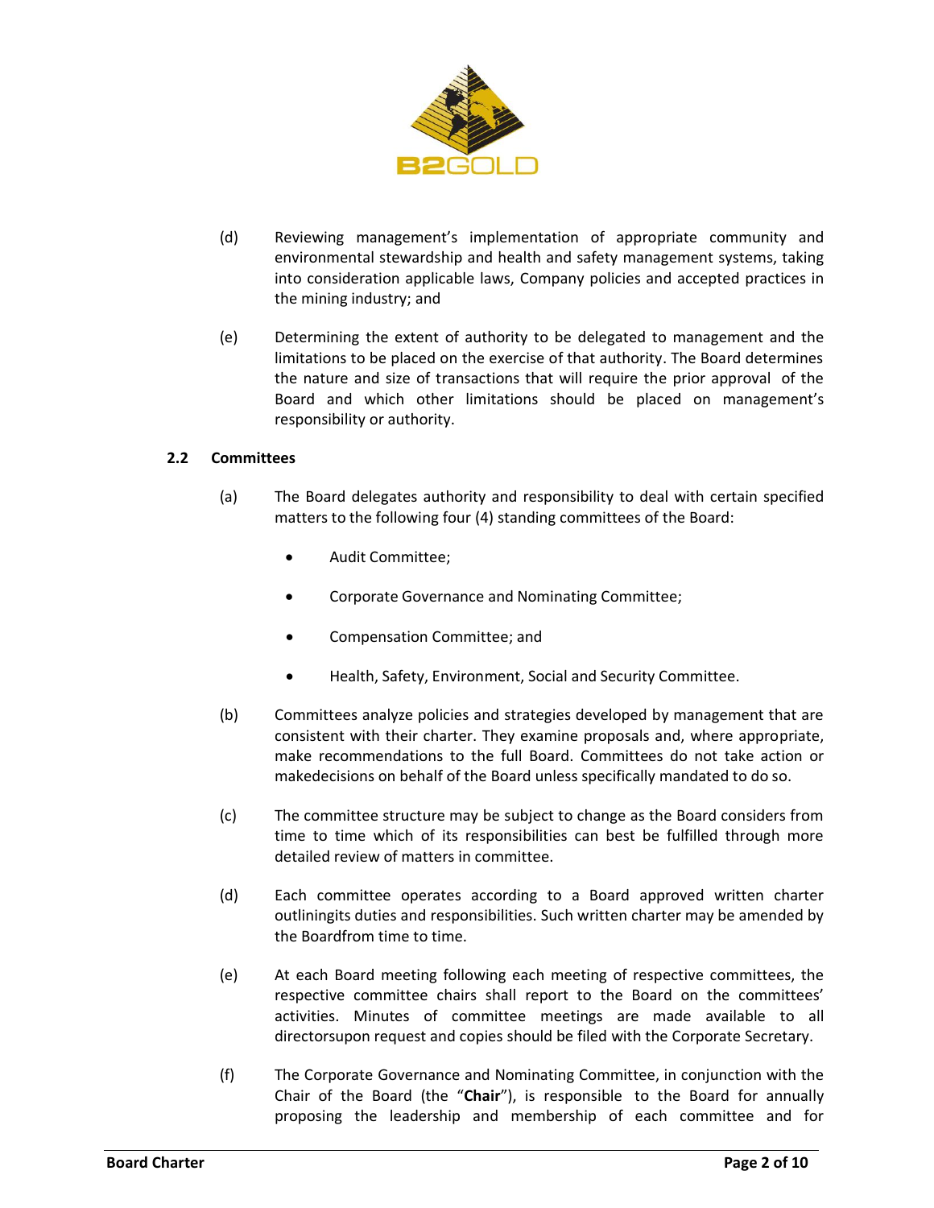(d) Reviewing management's implementation of appropriate community and environmental stewardship and health and safety management systems, taking into consideration applicable laws, Company policies and accepted practices in the mining industry; and

(e) Determining the extent of authority to be delegated to management and the limitations to be placed on the exercise of that authority. The Board determines the nature and size of transactions that will require the prior approval of the Board and which other limitations should be placed on management's responsibility or authority.

### 2.2 Committees

(a) The Board delegates authority and responsibility to deal with certain specified matters to the following four (4) standing committees of the Board:

- Audit Committee;
- Corporate Governance and Nominating Committee;
- Compensation Committee; and
- Health, Safety, Environment, Social and Security Committee.

(b) Committees analyze policies and strategies developed by management that are consistent with their charter. They examine proposals and, where appropriate, make recommendations to the full Board. Committees do not take action or makedecisions on behalf of the Board unless specifically mandated to do so.

(c) The committee structure may be subject to change as the Board considers from time to time which of its responsibilities can best be fulfilled through more detailed review of matters in committee.

(d) Each committee operates according to a Board approved written charter outliningits duties and responsibilities. Such written charter may be amended by the Boardfrom time to time.

(e) At each Board meeting following each meeting of respective committees, the respective committee chairs shall report to the Board on the committees' activities. Minutes of committee meetings are made available to all directorsupon request and copies should be filed with the Corporate Secretary.

(f) The Corporate Governance and Nominating Committee, in conjunction with the Chair of the Board (the "**Chair**"), is responsible to the Board for annually proposing the leadership and membership of each committee and for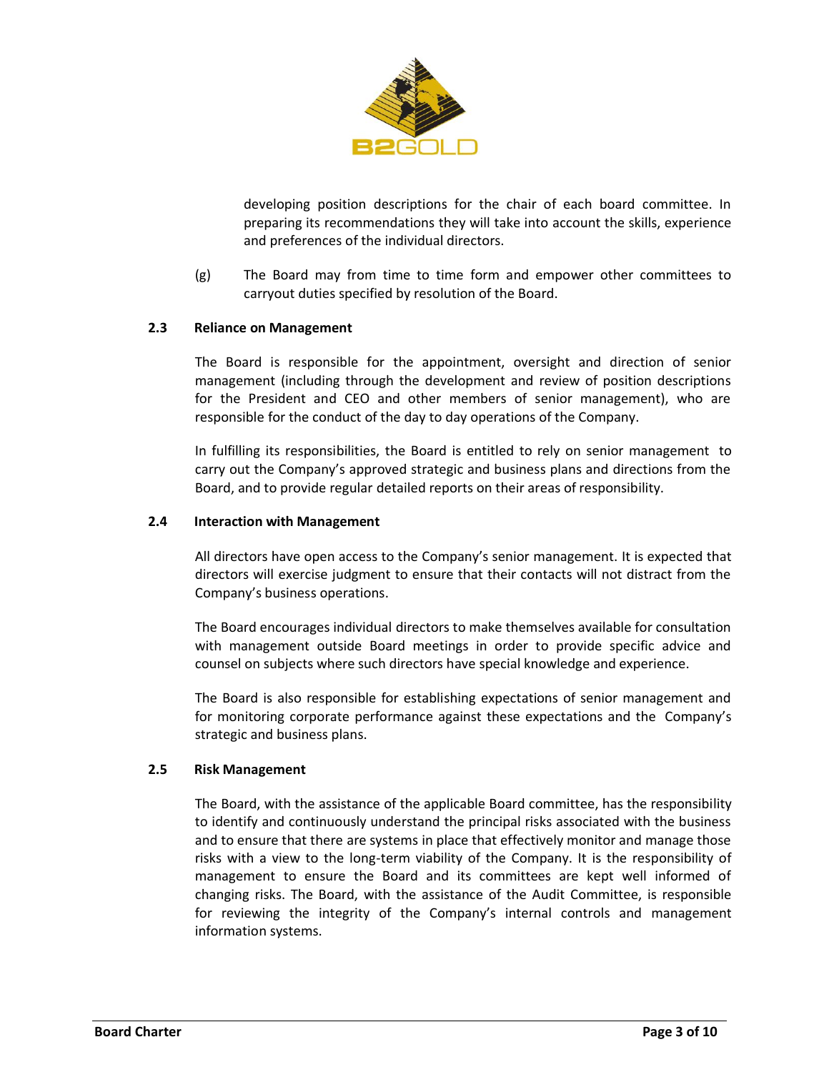developing position descriptions for the chair of each board committee. In preparing its recommendations they will take into account the skills, experience and preferences of the individual directors.

(g) The Board may from time to time form and empower other committees to carryout duties specified by resolution of the Board.

### 2.3 Reliance on Management

The Board is responsible for the appointment, oversight and direction of senior management (including through the development and review of position descriptions for the President and CEO and other members of senior management), who are responsible for the conduct of the day to day operations of the Company.

In fulfilling its responsibilities, the Board is entitled to rely on senior management to carry out the Company's approved strategic and business plans and directions from the Board, and to provide regular detailed reports on their areas of responsibility.

### 2.4 Interaction with Management

All directors have open access to the Company's senior management. It is expected that directors will exercise judgment to ensure that their contacts will not distract from the Company's business operations.

The Board encourages individual directors to make themselves available for consultation with management outside Board meetings in order to provide specific advice and counsel on subjects where such directors have special knowledge and experience.

The Board is also responsible for establishing expectations of senior management and for monitoring corporate performance against these expectations and the Company's strategic and business plans.

### 2.5 Risk Management

The Board, with the assistance of the applicable Board committee, has the responsibility to identify and continuously understand the principal risks associated with the business and to ensure that there are systems in place that effectively monitor and manage those risks with a view to the long-term viability of the Company. It is the responsibility of management to ensure the Board and its committees are kept well informed of changing risks. The Board, with the assistance of the Audit Committee, is responsible for reviewing the integrity of the Company's internal controls and management information systems.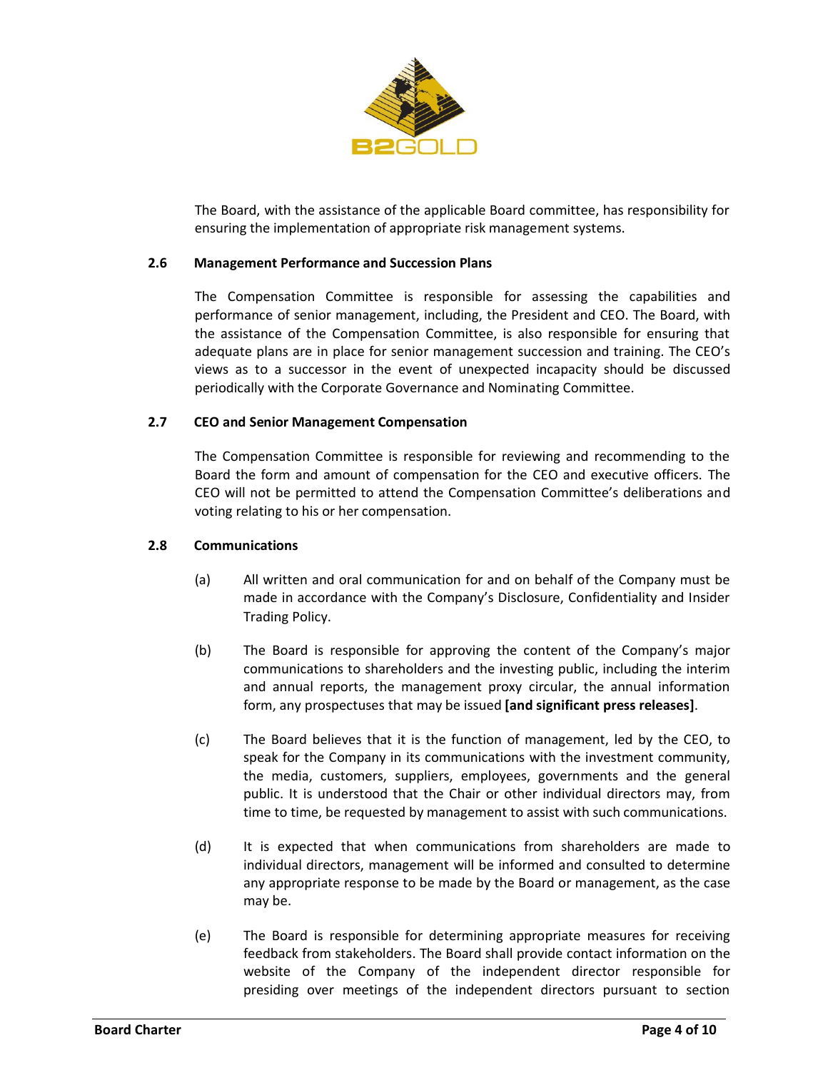The Board, with the assistance of the applicable Board committee, has responsibility for ensuring the implementation of appropriate risk management systems.

### 2.6 Management Performance and Succession Plans

The Compensation Committee is responsible for assessing the capabilities and performance of senior management, including, the President and CEO. The Board, with the assistance of the Compensation Committee, is also responsible for ensuring that adequate plans are in place for senior management succession and training. The CEO's views as to a successor in the event of unexpected incapacity should be discussed periodically with the Corporate Governance and Nominating Committee.

### 2.7 CEO and Senior Management Compensation

The Compensation Committee is responsible for reviewing and recommending to the Board the form and amount of compensation for the CEO and executive officers. The CEO will not be permitted to attend the Compensation Committee's deliberations and voting relating to his or her compensation.

### 2.8 Communications

(a) All written and oral communication for and on behalf of the Company must be made in accordance with the Company's Disclosure, Confidentiality and Insider Trading Policy.

(b) The Board is responsible for approving the content of the Company's major communications to shareholders and the investing public, including the interim and annual reports, the management proxy circular, the annual information form, any prospectuses that may be issued **[and significant press releases]**.

(c) The Board believes that it is the function of management, led by the CEO, to speak for the Company in its communications with the investment community, the media, customers, suppliers, employees, governments and the general public. It is understood that the Chair or other individual directors may, from time to time, be requested by management to assist with such communications.

(d) It is expected that when communications from shareholders are made to individual directors, management will be informed and consulted to determine any appropriate response to be made by the Board or management, as the case may be.

(e) The Board is responsible for determining appropriate measures for receiving feedback from stakeholders. The Board shall provide contact information on the website of the Company of the independent director responsible for presiding over meetings of the independent directors pursuant to section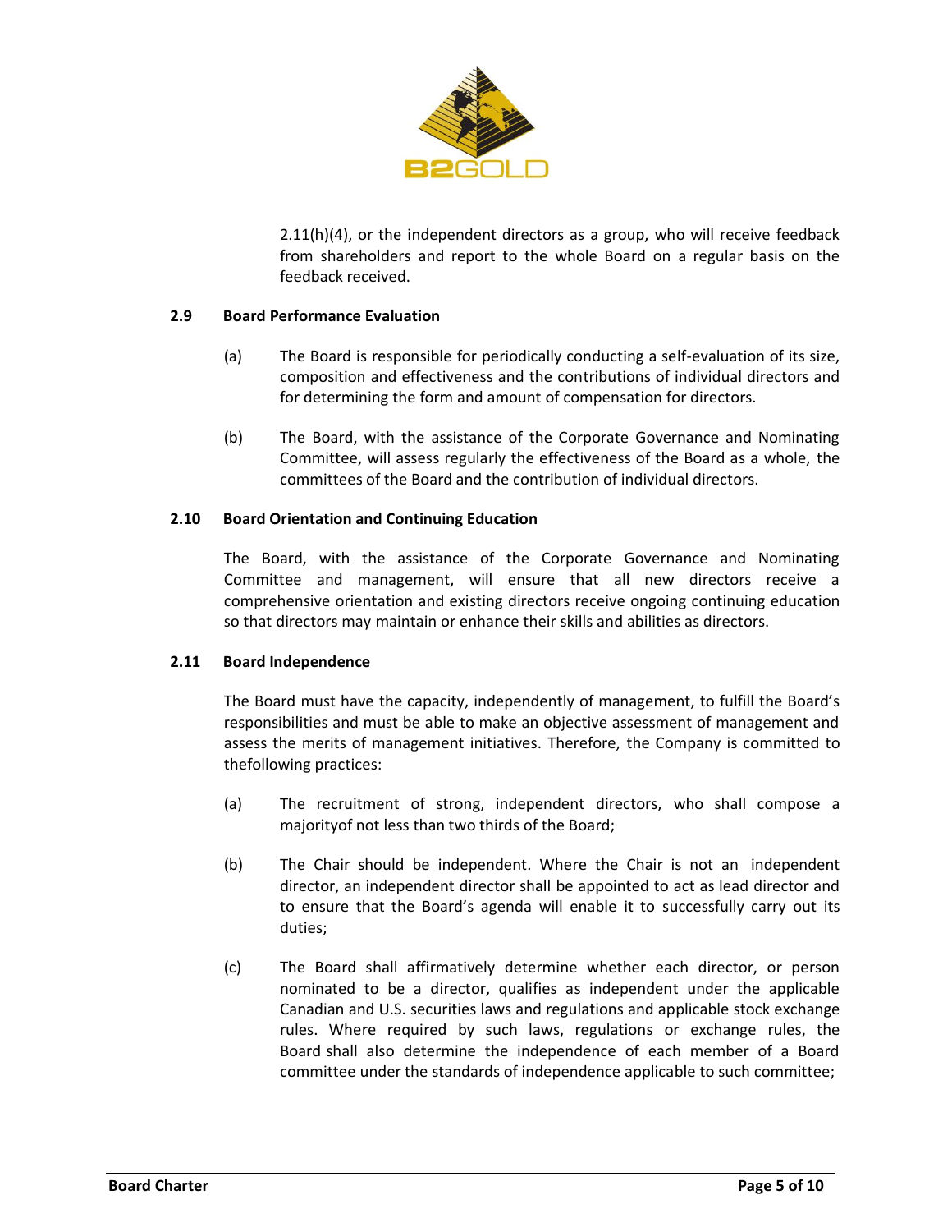2.11(h)(4), or the independent directors as a group, who will receive feedback from shareholders and report to the whole Board on a regular basis on the feedback received.

### 2.9 Board Performance Evaluation

(a) The Board is responsible for periodically conducting a self-evaluation of its size, composition and effectiveness and the contributions of individual directors and for determining the form and amount of compensation for directors.

(b) The Board, with the assistance of the Corporate Governance and Nominating Committee, will assess regularly the effectiveness of the Board as a whole, the committees of the Board and the contribution of individual directors.

### 2.10 Board Orientation and Continuing Education

The Board, with the assistance of the Corporate Governance and Nominating Committee and management, will ensure that all new directors receive a comprehensive orientation and existing directors receive ongoing continuing education so that directors may maintain or enhance their skills and abilities as directors.

### 2.11 Board Independence

The Board must have the capacity, independently of management, to fulfill the Board's responsibilities and must be able to make an objective assessment of management and assess the merits of management initiatives. Therefore, the Company is committed to thefollowing practices:

(a) The recruitment of strong, independent directors, who shall compose a majorityof not less than two thirds of the Board;

(b) The Chair should be independent. Where the Chair is not an independent director, an independent director shall be appointed to act as lead director and to ensure that the Board's agenda will enable it to successfully carry out its duties;

(c) The Board shall affirmatively determine whether each director, or person nominated to be a director, qualifies as independent under the applicable Canadian and U.S. securities laws and regulations and applicable stock exchange rules. Where required by such laws, regulations or exchange rules, the Board shall also determine the independence of each member of a Board committee under the standards of independence applicable to such committee;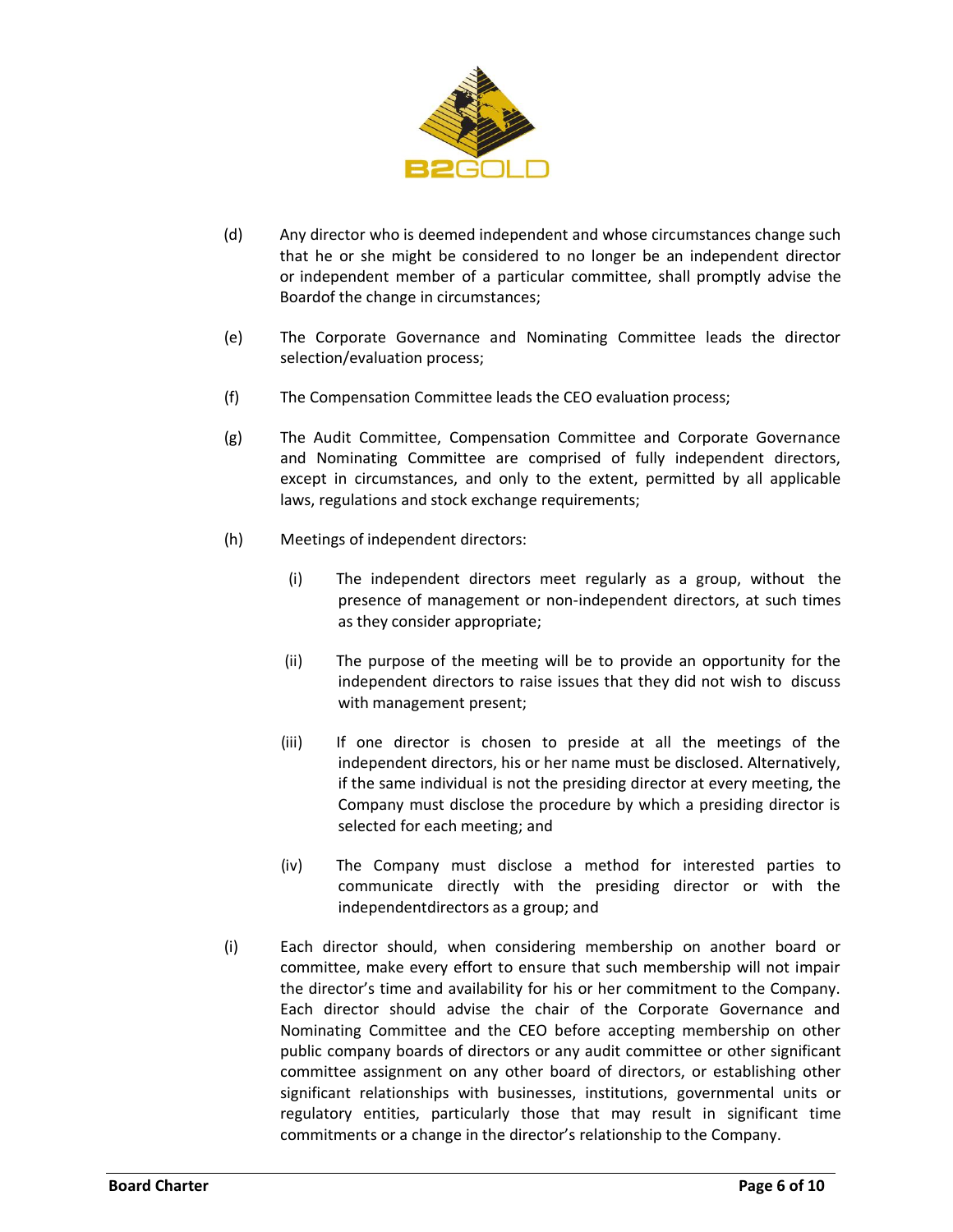(d) Any director who is deemed independent and whose circumstances change such that he or she might be considered to no longer be an independent director or independent member of a particular committee, shall promptly advise the Boardof the change in circumstances;

(e) The Corporate Governance and Nominating Committee leads the director selection/evaluation process;

(f) The Compensation Committee leads the CEO evaluation process;

(g) The Audit Committee, Compensation Committee and Corporate Governance and Nominating Committee are comprised of fully independent directors, except in circumstances, and only to the extent, permitted by all applicable laws, regulations and stock exchange requirements;

(h) Meetings of independent directors:

  (i) The independent directors meet regularly as a group, without the presence of management or non-independent directors, at such times as they consider appropriate;

  (ii) The purpose of the meeting will be to provide an opportunity for the independent directors to raise issues that they did not wish to discuss with management present;

  (iii) If one director is chosen to preside at all the meetings of the independent directors, his or her name must be disclosed. Alternatively, if the same individual is not the presiding director at every meeting, the Company must disclose the procedure by which a presiding director is selected for each meeting; and

  (iv) The Company must disclose a method for interested parties to communicate directly with the presiding director or with the independentdirectors as a group; and

(i) Each director should, when considering membership on another board or committee, make every effort to ensure that such membership will not impair the director's time and availability for his or her commitment to the Company. Each director should advise the chair of the Corporate Governance and Nominating Committee and the CEO before accepting membership on other public company boards of directors or any audit committee or other significant committee assignment on any other board of directors, or establishing other significant relationships with businesses, institutions, governmental units or regulatory entities, particularly those that may result in significant time commitments or a change in the director's relationship to the Company.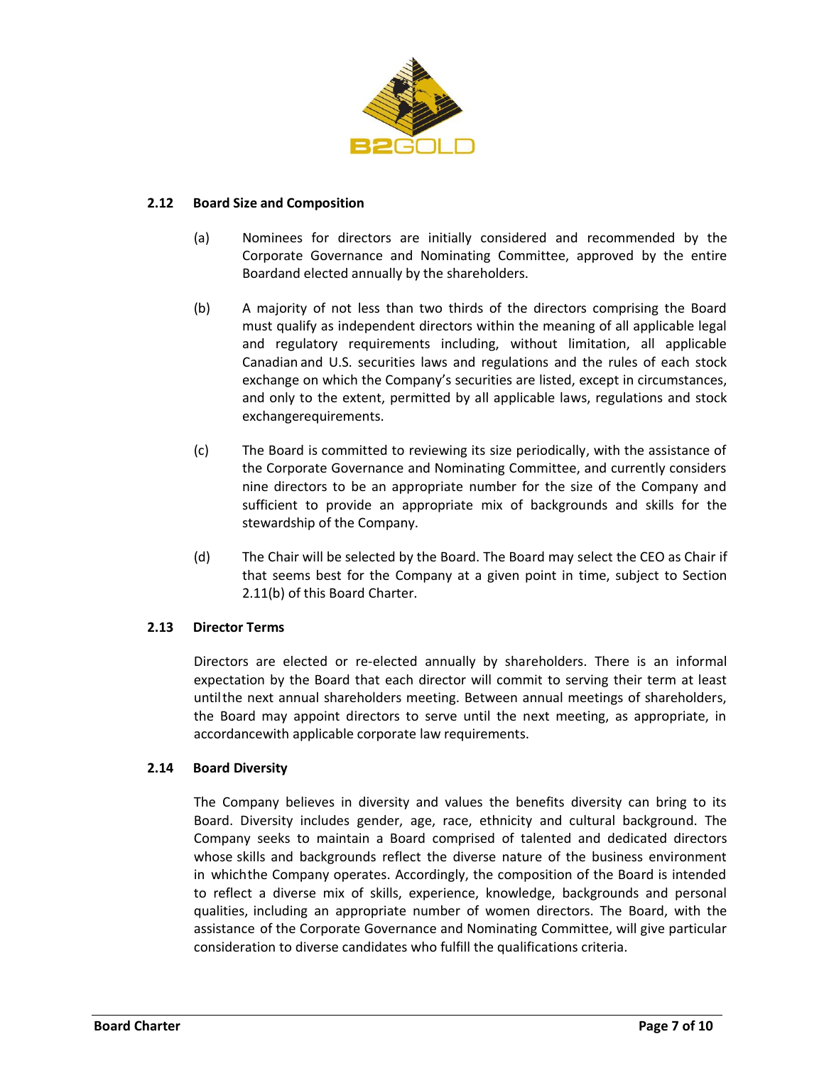### 2.12 Board Size and Composition

(a) Nominees for directors are initially considered and recommended by the Corporate Governance and Nominating Committee, approved by the entire Boardand elected annually by the shareholders.

(b) A majority of not less than two thirds of the directors comprising the Board must qualify as independent directors within the meaning of all applicable legal and regulatory requirements including, without limitation, all applicable Canadian and U.S. securities laws and regulations and the rules of each stock exchange on which the Company's securities are listed, except in circumstances, and only to the extent, permitted by all applicable laws, regulations and stock exchangerequirements.

(c) The Board is committed to reviewing its size periodically, with the assistance of the Corporate Governance and Nominating Committee, and currently considers nine directors to be an appropriate number for the size of the Company and sufficient to provide an appropriate mix of backgrounds and skills for the stewardship of the Company.

(d) The Chair will be selected by the Board. The Board may select the CEO as Chair if that seems best for the Company at a given point in time, subject to Section 2.11(b) of this Board Charter.

### 2.13 Director Terms

Directors are elected or re-elected annually by shareholders. There is an informal expectation by the Board that each director will commit to serving their term at least untilthe next annual shareholders meeting. Between annual meetings of shareholders, the Board may appoint directors to serve until the next meeting, as appropriate, in accordancewith applicable corporate law requirements.

### 2.14 Board Diversity

The Company believes in diversity and values the benefits diversity can bring to its Board. Diversity includes gender, age, race, ethnicity and cultural background. The Company seeks to maintain a Board comprised of talented and dedicated directors whose skills and backgrounds reflect the diverse nature of the business environment in whichthe Company operates. Accordingly, the composition of the Board is intended to reflect a diverse mix of skills, experience, knowledge, backgrounds and personal qualities, including an appropriate number of women directors. The Board, with the assistance of the Corporate Governance and Nominating Committee, will give particular consideration to diverse candidates who fulfill the qualifications criteria.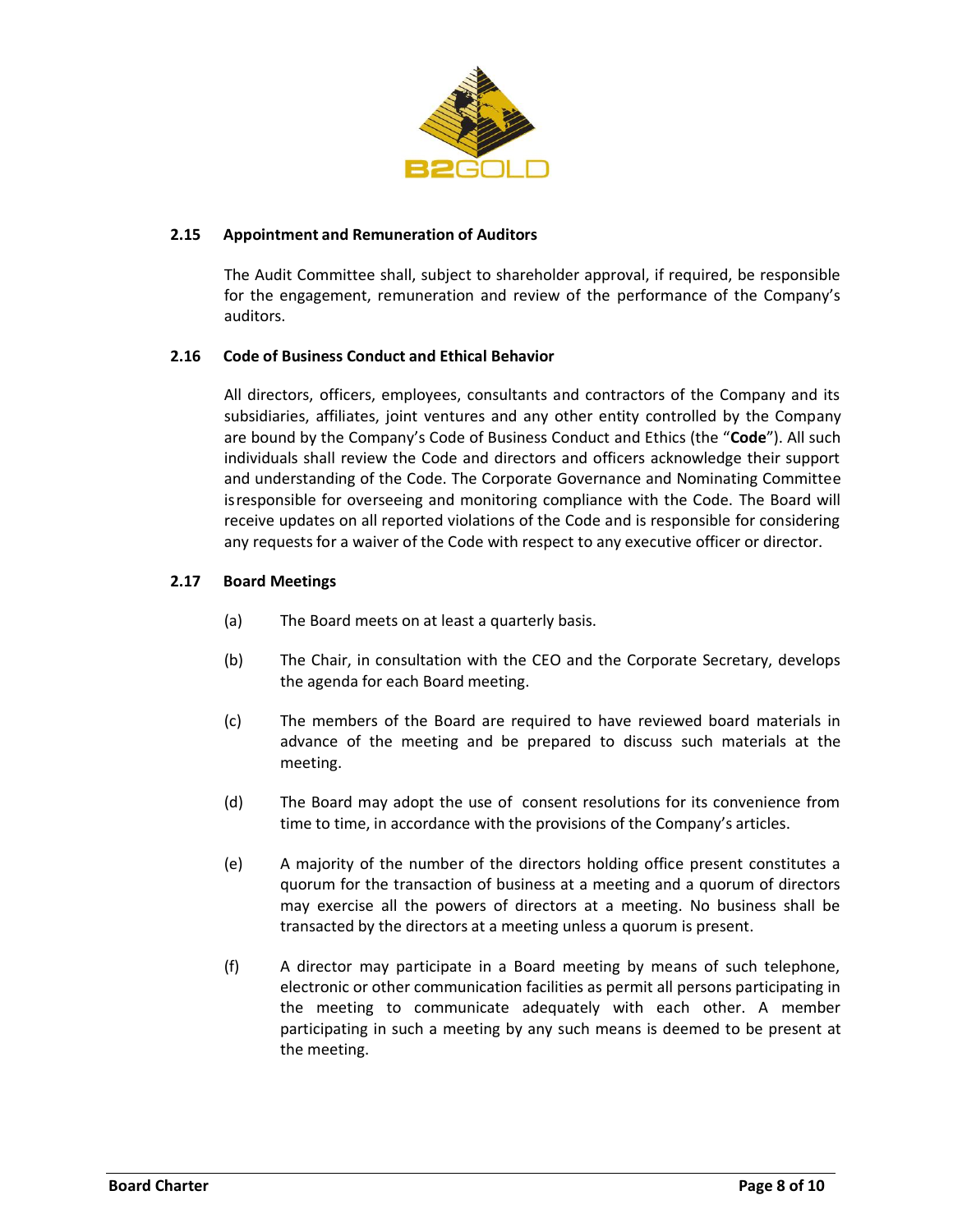### 2.15 Appointment and Remuneration of Auditors

The Audit Committee shall, subject to shareholder approval, if required, be responsible for the engagement, remuneration and review of the performance of the Company's auditors.

### 2.16 Code of Business Conduct and Ethical Behavior

All directors, officers, employees, consultants and contractors of the Company and its subsidiaries, affiliates, joint ventures and any other entity controlled by the Company are bound by the Company's Code of Business Conduct and Ethics (the "**Code**"). All such individuals shall review the Code and directors and officers acknowledge their support and understanding of the Code. The Corporate Governance and Nominating Committee is responsible for overseeing and monitoring compliance with the Code. The Board will receive updates on all reported violations of the Code and is responsible for considering any requests for a waiver of the Code with respect to any executive officer or director.

### 2.17 Board Meetings

(a) The Board meets on at least a quarterly basis.

(b) The Chair, in consultation with the CEO and the Corporate Secretary, develops the agenda for each Board meeting.

(c) The members of the Board are required to have reviewed board materials in advance of the meeting and be prepared to discuss such materials at the meeting.

(d) The Board may adopt the use of consent resolutions for its convenience from time to time, in accordance with the provisions of the Company's articles.

(e) A majority of the number of the directors holding office present constitutes a quorum for the transaction of business at a meeting and a quorum of directors may exercise all the powers of directors at a meeting. No business shall be transacted by the directors at a meeting unless a quorum is present.

(f) A director may participate in a Board meeting by means of such telephone, electronic or other communication facilities as permit all persons participating in the meeting to communicate adequately with each other. A member participating in such a meeting by any such means is deemed to be present at the meeting.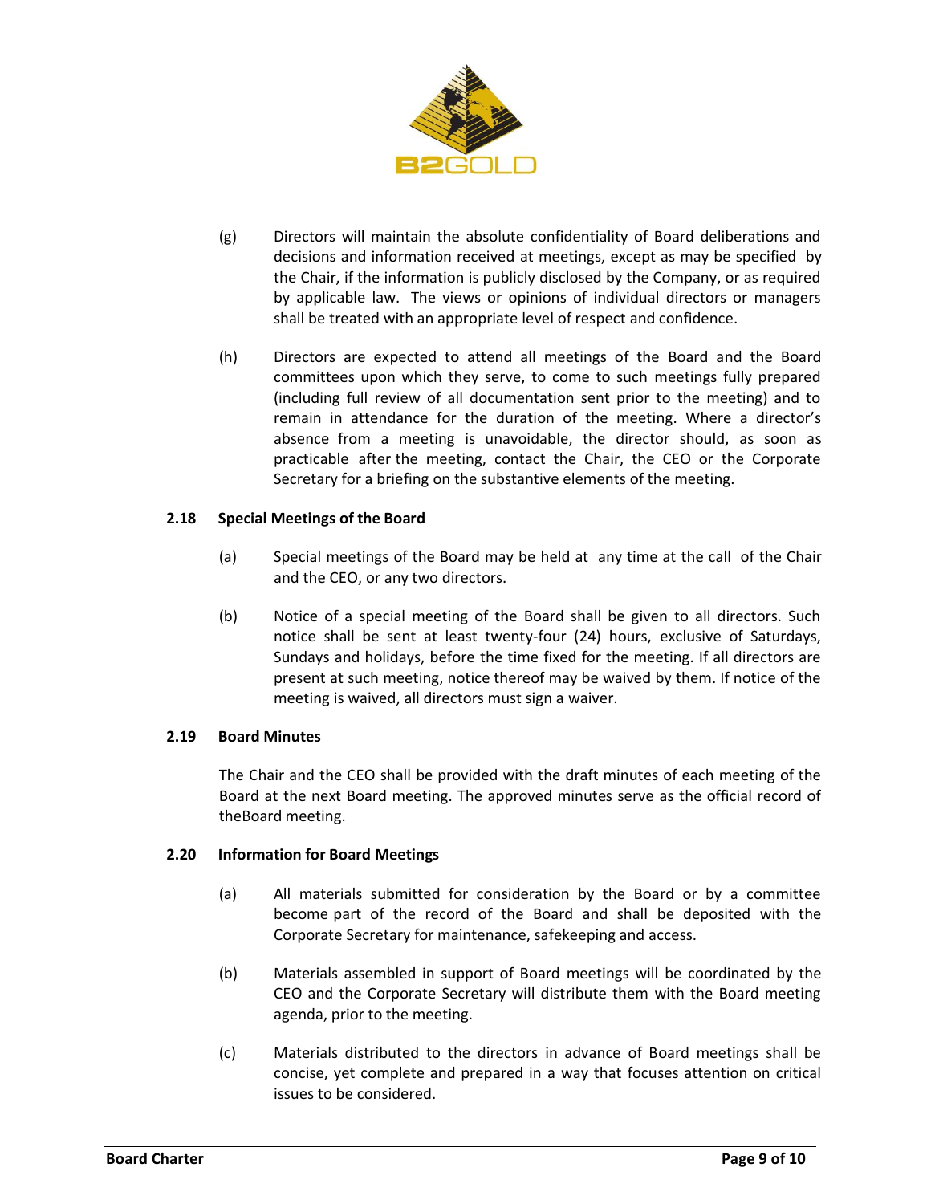(g) Directors will maintain the absolute confidentiality of Board deliberations and decisions and information received at meetings, except as may be specified by the Chair, if the information is publicly disclosed by the Company, or as required by applicable law. The views or opinions of individual directors or managers shall be treated with an appropriate level of respect and confidence.

(h) Directors are expected to attend all meetings of the Board and the Board committees upon which they serve, to come to such meetings fully prepared (including full review of all documentation sent prior to the meeting) and to remain in attendance for the duration of the meeting. Where a director's absence from a meeting is unavoidable, the director should, as soon as practicable after the meeting, contact the Chair, the CEO or the Corporate Secretary for a briefing on the substantive elements of the meeting.

### 2.18 Special Meetings of the Board

(a) Special meetings of the Board may be held at any time at the call of the Chair and the CEO, or any two directors.

(b) Notice of a special meeting of the Board shall be given to all directors. Such notice shall be sent at least twenty-four (24) hours, exclusive of Saturdays, Sundays and holidays, before the time fixed for the meeting. If all directors are present at such meeting, notice thereof may be waived by them. If notice of the meeting is waived, all directors must sign a waiver.

### 2.19 Board Minutes

The Chair and the CEO shall be provided with the draft minutes of each meeting of the Board at the next Board meeting. The approved minutes serve as the official record of theBoard meeting.

### 2.20 Information for Board Meetings

(a) All materials submitted for consideration by the Board or by a committee become part of the record of the Board and shall be deposited with the Corporate Secretary for maintenance, safekeeping and access.

(b) Materials assembled in support of Board meetings will be coordinated by the CEO and the Corporate Secretary will distribute them with the Board meeting agenda, prior to the meeting.

(c) Materials distributed to the directors in advance of Board meetings shall be concise, yet complete and prepared in a way that focuses attention on critical issues to be considered.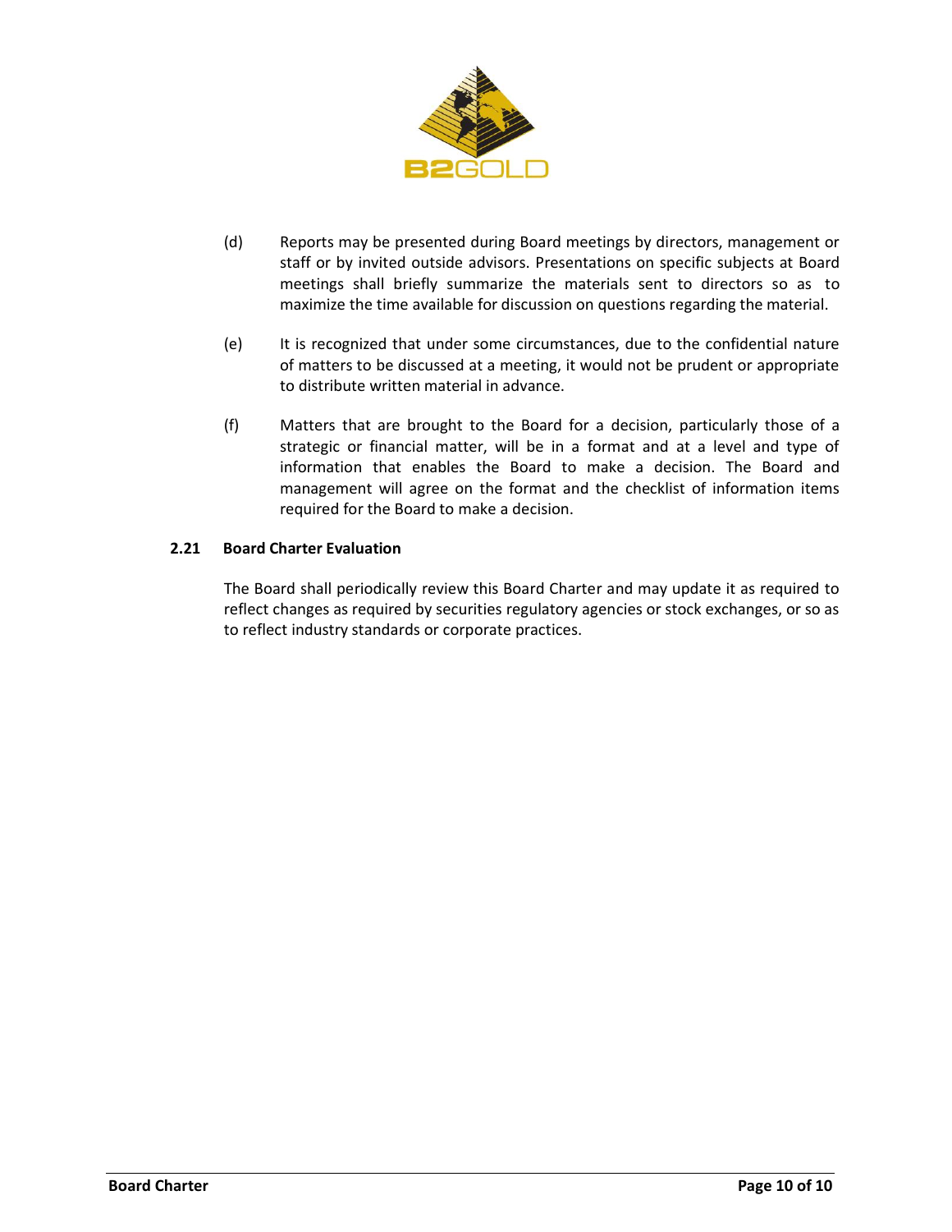(d) Reports may be presented during Board meetings by directors, management or staff or by invited outside advisors. Presentations on specific subjects at Board meetings shall briefly summarize the materials sent to directors so as to maximize the time available for discussion on questions regarding the material.

(e) It is recognized that under some circumstances, due to the confidential nature of matters to be discussed at a meeting, it would not be prudent or appropriate to distribute written material in advance.

(f) Matters that are brought to the Board for a decision, particularly those of a strategic or financial matter, will be in a format and at a level and type of information that enables the Board to make a decision. The Board and management will agree on the format and the checklist of information items required for the Board to make a decision.

### 2.21 Board Charter Evaluation

The Board shall periodically review this Board Charter and may update it as required to reflect changes as required by securities regulatory agencies or stock exchanges, or so as to reflect industry standards or corporate practices.